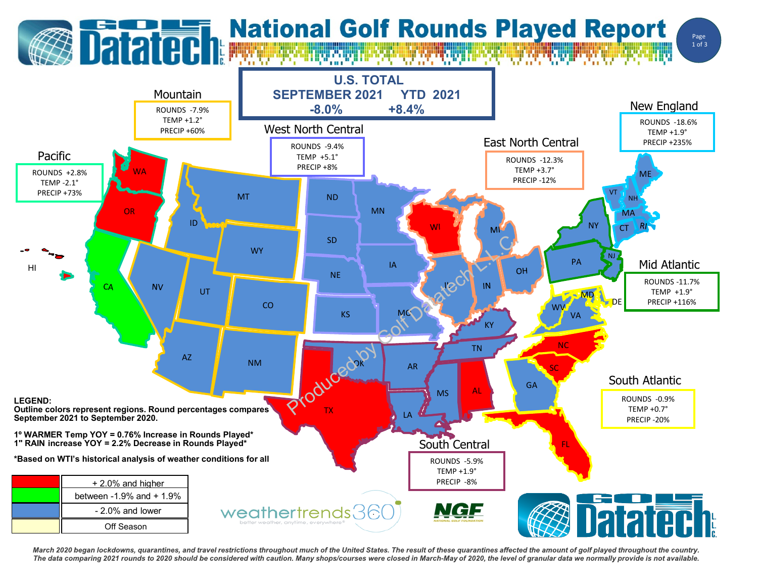# National Golf Rounds Played Report

## U.S. TOTAL

| SEPTEMBER 2021 | YTD 2021 |
| --- | --- |
| -8.0% | +8.4% |

### Mountain
ROUNDS -7.9%
TEMP +1.2°
PRECIP +60%

### West North Central
ROUNDS -9.4%
TEMP +5.1°
PRECIP +8%

### Pacific
ROUNDS +2.8%
TEMP -2.1°
PRECIP +73%

### East North Central
ROUNDS -12.3%
TEMP +3.7°
PRECIP -12%

### New England
ROUNDS -18.6%
TEMP +1.9°
PRECIP +235%

### Mid Atlantic
ROUNDS -11.7%
TEMP +1.9°
PRECIP +116%

### South Atlantic
ROUNDS -0.9%
TEMP +0.7°
PRECIP -20%

### South Central
ROUNDS -5.9%
TEMP +1.9°
PRECIP -8%

**LEGEND:**
**Outline colors represent regions. Round percentages compares September 2021 to September 2020.**

**1° WARMER Temp YOY = 0.76% Increase in Rounds Played***
**1" RAIN increase YOY = 2.2% Decrease in Rounds Played***

***Based on WTI's historical analysis of weather conditions for all**

| Color | Range |
| --- | --- |
| Red | + 2.0% and higher |
| Green | between -1.9% and + 1.9% |
| Blue | - 2.0% and lower |
| Light yellow | Off Season |

*March 2020 began lockdowns, quarantines, and travel restrictions throughout much of the United States. The result of these quarantines affected the amount of golf played throughout the country. The data comparing 2021 rounds to 2020 should be considered with caution. Many shops/courses were closed in March-May of 2020, the level of granular data we normally provide is not available.*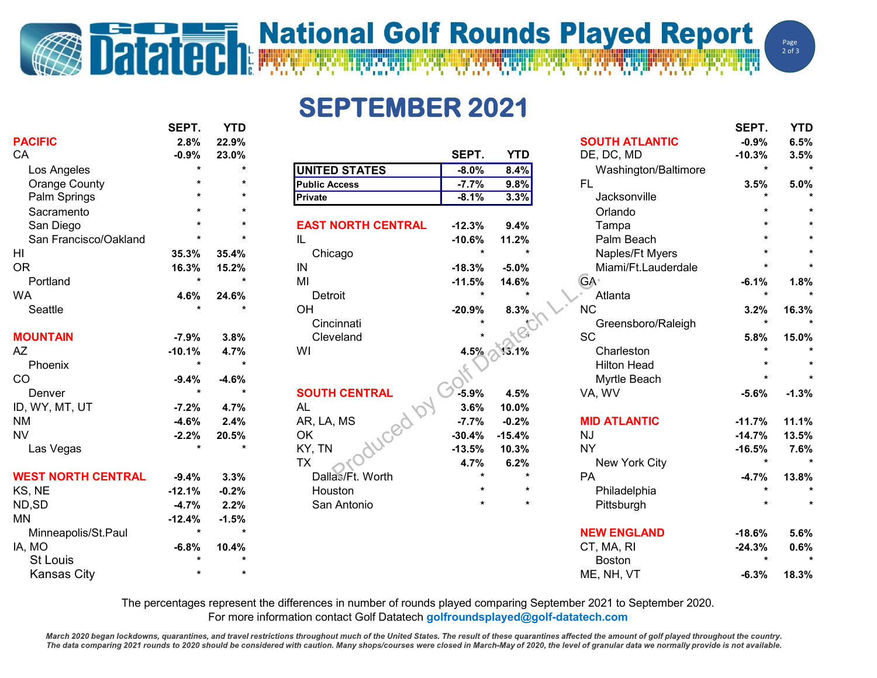# National Golf Rounds Played Report

## SEPTEMBER 2021

| | SEPT. | YTD |
|---|---|---|
| **UNITED STATES** | -8.0% | 8.4% |
| **Public Access** | -7.7% | 9.8% |
| **Private** | -8.1% | 3.3% |

| | SEPT. | YTD |
|---|---|---|
| **PACIFIC** | 2.8% | 22.9% |
| CA | -0.9% | 23.0% |
| Los Angeles | * | * |
| Orange County | * | * |
| Palm Springs | * | * |
| Sacramento | * | * |
| San Diego | * | * |
| San Francisco/Oakland | * | * |
| HI | 35.3% | 35.4% |
| OR | 16.3% | 15.2% |
| Portland | * | * |
| WA | 4.6% | 24.6% |
| Seattle | * | * |
| **MOUNTAIN** | -7.9% | 3.8% |
| AZ | -10.1% | 4.7% |
| Phoenix | * | * |
| CO | -9.4% | -4.6% |
| Denver | * | * |
| ID, WY, MT, UT | -7.2% | 4.7% |
| NM | -4.6% | 2.4% |
| NV | -2.2% | 20.5% |
| Las Vegas | * | * |
| **WEST NORTH CENTRAL** | -9.4% | 3.3% |
| KS, NE | -12.1% | -0.2% |
| ND,SD | -4.7% | 2.2% |
| MN | -12.4% | -1.5% |
| Minneapolis/St.Paul | * | * |
| IA, MO | -6.8% | 10.4% |
| St Louis | * | * |
| Kansas City | * | * |

| | SEPT. | YTD |
|---|---|---|
| **EAST NORTH CENTRAL** | -12.3% | 9.4% |
| IL | -10.6% | 11.2% |
| Chicago | * | * |
| IN | -18.3% | -5.0% |
| MI | -11.5% | 14.6% |
| Detroit | * | * |
| OH | -20.9% | 8.3% |
| Cincinnati | * | * |
| Cleveland | * | * |
| WI | 4.5% | 13.1% |
| **SOUTH CENTRAL** | -5.9% | 4.5% |
| AL | 3.6% | 10.0% |
| AR, LA, MS | -7.7% | -0.2% |
| OK | -30.4% | -15.4% |
| KY, TN | -13.5% | 10.3% |
| TX | 4.7% | 6.2% |
| Dallas/Ft. Worth | * | * |
| Houston | * | * |
| San Antonio | * | * |

| | SEPT. | YTD |
|---|---|---|
| **SOUTH ATLANTIC** | -0.9% | 6.5% |
| DE, DC, MD | -10.3% | 3.5% |
| Washington/Baltimore | * | * |
| FL | 3.5% | 5.0% |
| Jacksonville | * | * |
| Orlando | * | * |
| Tampa | * | * |
| Palm Beach | * | * |
| Naples/Ft Myers | * | * |
| Miami/Ft.Lauderdale | * | * |
| GA | -6.1% | 1.8% |
| Atlanta | * | * |
| NC | 3.2% | 16.3% |
| Greensboro/Raleigh | * | * |
| SC | 5.8% | 15.0% |
| Charleston | * | * |
| Hilton Head | * | * |
| Myrtle Beach | * | * |
| VA, WV | -5.6% | -1.3% |
| **MID ATLANTIC** | -11.7% | 11.1% |
| NJ | -14.7% | 13.5% |
| NY | -16.5% | 7.6% |
| New York City | * | * |
| PA | -4.7% | 13.8% |
| Philadelphia | * | * |
| Pittsburgh | * | * |
| **NEW ENGLAND** | -18.6% | 5.6% |
| CT, MA, RI | -24.3% | 0.6% |
| Boston | * | * |
| ME, NH, VT | -6.3% | 18.3% |

Produced by Golf Datatech L.L.C.

The percentages represent the differences in number of rounds played comparing September 2021 to September 2020.
For more information contact Golf Datatech golfroundsplayed@golf-datatech.com

*March 2020 began lockdowns, quarantines, and travel restrictions throughout much of the United States. The result of these quarantines affected the amount of golf played throughout the country. The data comparing 2021 rounds to 2020 should be considered with caution. Many shops/courses were closed in March-May of 2020, the level of granular data we normally provide is not available.*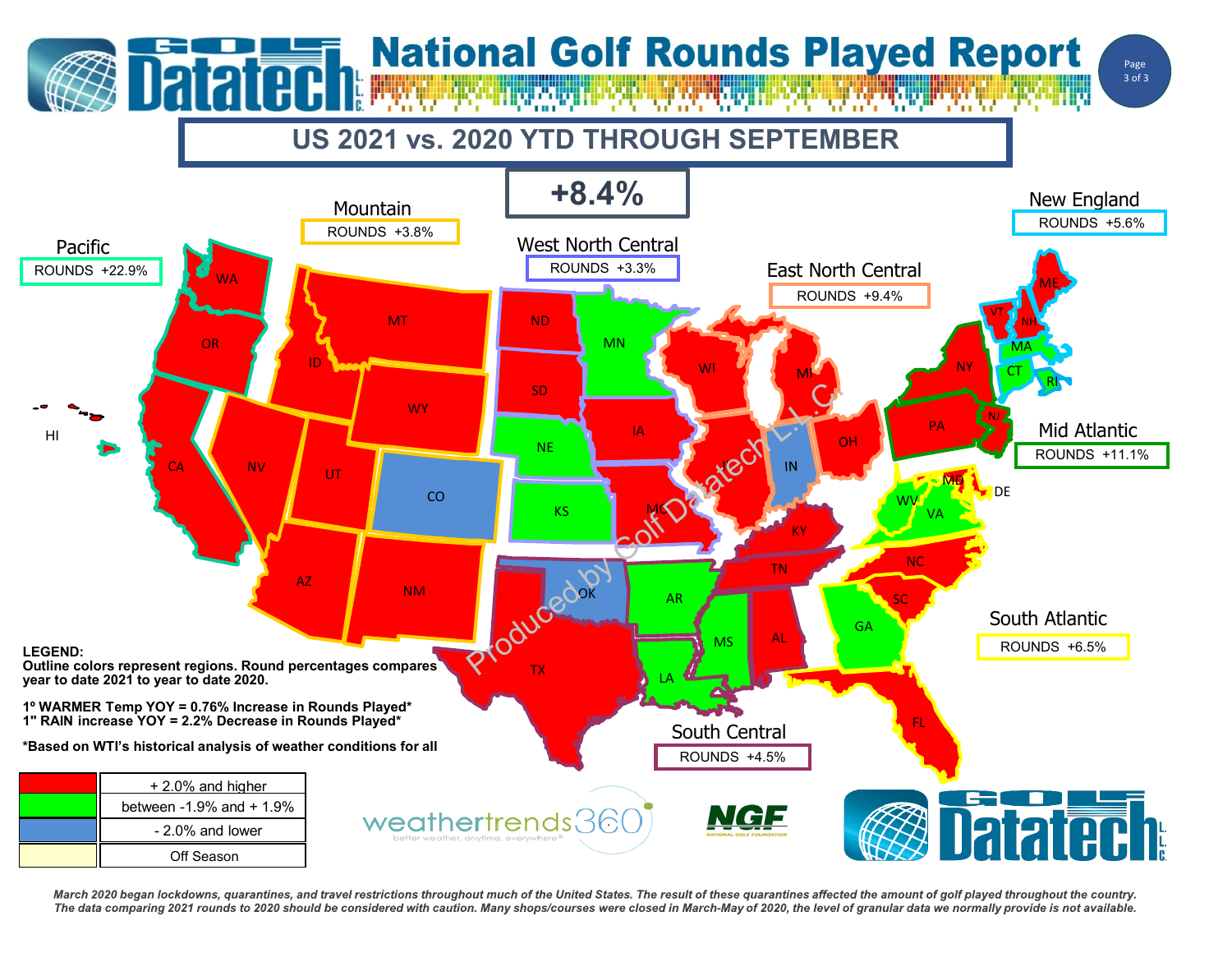# Golf Datatech L.L.C. — National Golf Rounds Played Report

## US 2021 vs. 2020 YTD THROUGH SEPTEMBER

**+8.4%**

Pacific
ROUNDS +22.9%

Mountain
ROUNDS +3.8%

West North Central
ROUNDS +3.3%

East North Central
ROUNDS +9.4%

New England
ROUNDS +5.6%

Mid Atlantic
ROUNDS +11.1%

South Atlantic
ROUNDS +6.5%

South Central
ROUNDS +4.5%

WA, OR, CA, HI, ID, MT, WY, NV, UT, CO, AZ, NM, ND, SD, MN, NE, IA, KS, MO, WI, MI, IL, IN, OH, KY, TN, OK, TX, AR, LA, MS, AL, ME, VT, NH, MA, CT, RI, NY, PA, NJ, DE, MD, WV, VA, NC, SC, GA, FL

Produced by Golf Datatech L.L.C.

**LEGEND:**
**Outline colors represent regions. Round percentages compares year to date 2021 to year to date 2020.**

**1° WARMER Temp YOY = 0.76% Increase in Rounds Played***
**1" RAIN increase YOY = 2.2% Decrease in Rounds Played***

***Based on WTI's historical analysis of weather conditions for all**

+ 2.0% and higher
between -1.9% and + 1.9%
- 2.0% and lower
Off Season

weathertrends360 — better weather, anytime, everywhere®

NGF — NATIONAL GOLF FOUNDATION

Golf Datatech L.L.C.

*March 2020 began lockdowns, quarantines, and travel restrictions throughout much of the United States. The result of these quarantines affected the amount of golf played throughout the country. The data comparing 2021 rounds to 2020 should be considered with caution. Many shops/courses were closed in March-May of 2020, the level of granular data we normally provide is not available.*